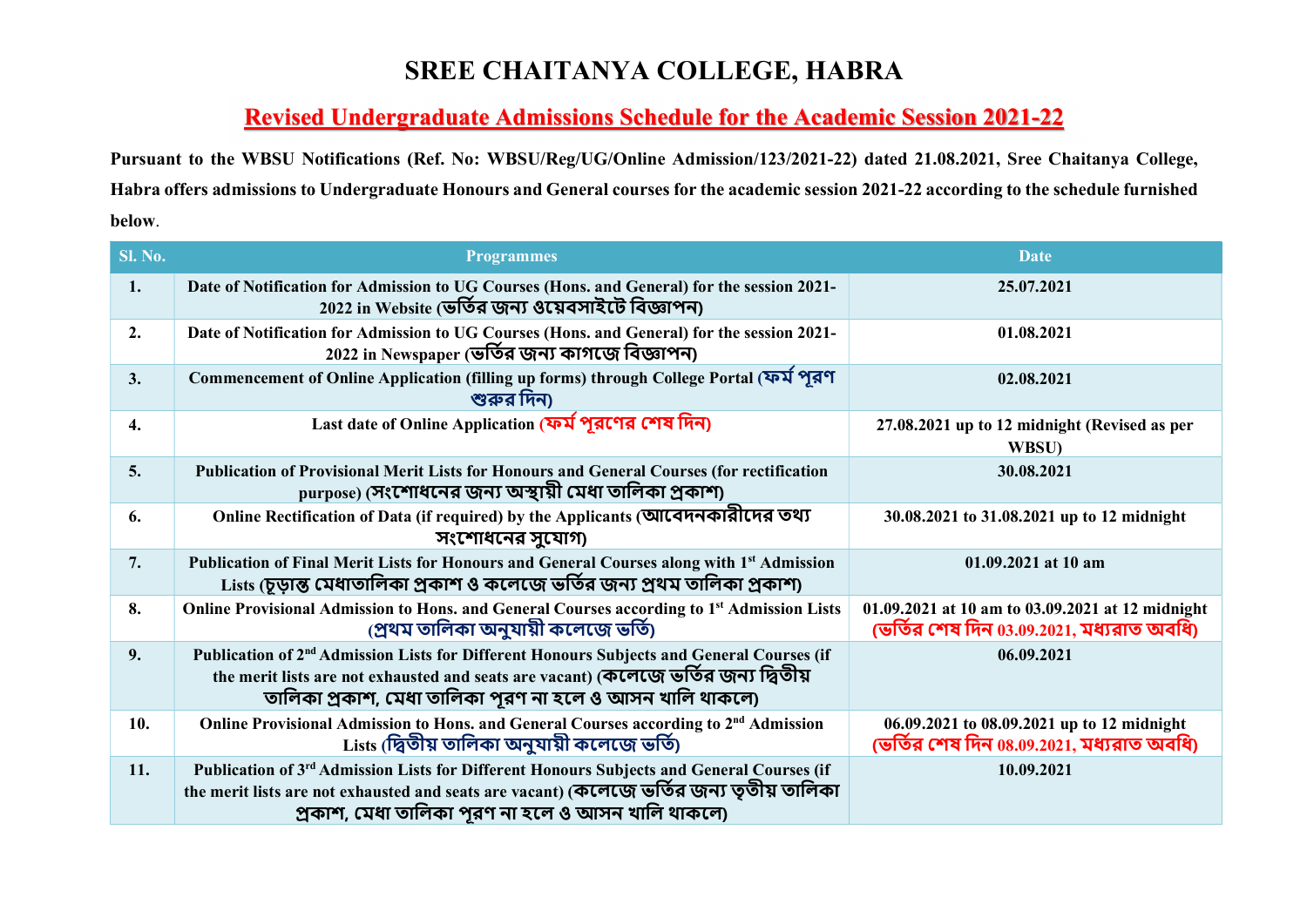# SREE CHAITANYA COLLEGE, HABRA

## Revised Undergraduate Admissions Schedule for the Academic Session 2021-22

**Pursuant to the WBSU Notifications (Ref. No: WBSU/Reg/UG/Online Admission/123/2021-22) dated 21.08.2021, Sree Chaitanya College, Habra offers admissions to Undergraduate Honours and General courses for the academic session 2021-22 according to the schedule furnished below.**

| Sl. No. | Programmes | Date |
|---|---|---|
| 1. | Date of Notification for Admission to UG Courses (Hons. and General) for the session 2021-2022 in Website (ভর্তির জন্য ওয়েবসাইটে বিজ্ঞাপন) | 25.07.2021 |
| 2. | Date of Notification for Admission to UG Courses (Hons. and General) for the session 2021-2022 in Newspaper (ভর্তির জন্য কাগজে বিজ্ঞাপন) | 01.08.2021 |
| 3. | Commencement of Online Application (filling up forms) through College Portal (ফর্ম পূরণ শুরুর দিন) | 02.08.2021 |
| 4. | Last date of Online Application (ফর্ম পূরণের শেষ দিন) | 27.08.2021 up to 12 midnight (Revised as per WBSU) |
| 5. | Publication of Provisional Merit Lists for Honours and General Courses (for rectification purpose) (সংশোধনের জন্য অস্থায়ী মেধা তালিকা প্রকাশ) | 30.08.2021 |
| 6. | Online Rectification of Data (if required) by the Applicants (আবেদনকারীদের তথ্য সংশোধনের সুযোগ) | 30.08.2021 to 31.08.2021 up to 12 midnight |
| 7. | Publication of Final Merit Lists for Honours and General Courses along with 1st Admission Lists (চূড়ান্ত মেধাতালিকা প্রকাশ ও কলেজে ভর্তির জন্য প্রথম তালিকা প্রকাশ) | 01.09.2021 at 10 am |
| 8. | Online Provisional Admission to Hons. and General Courses according to 1st Admission Lists (প্রথম তালিকা অনুযায়ী কলেজে ভর্তি) | 01.09.2021 at 10 am to 03.09.2021 at 12 midnight (ভর্তির শেষ দিন 03.09.2021, মধ্যরাত অবধি) |
| 9. | Publication of 2nd Admission Lists for Different Honours Subjects and General Courses (if the merit lists are not exhausted and seats are vacant) (কলেজে ভর্তির জন্য দ্বিতীয় তালিকা প্রকাশ, মেধা তালিকা পূরণ না হলে ও আসন খালি থাকলে) | 06.09.2021 |
| 10. | Online Provisional Admission to Hons. and General Courses according to 2nd Admission Lists (দ্বিতীয় তালিকা অনুযায়ী কলেজে ভর্তি) | 06.09.2021 to 08.09.2021 up to 12 midnight (ভর্তির শেষ দিন 08.09.2021, মধ্যরাত অবধি) |
| 11. | Publication of 3rd Admission Lists for Different Honours Subjects and General Courses (if the merit lists are not exhausted and seats are vacant) (কলেজে ভর্তির জন্য তৃতীয় তালিকা প্রকাশ, মেধা তালিকা পূরণ না হলে ও আসন খালি থাকলে) | 10.09.2021 |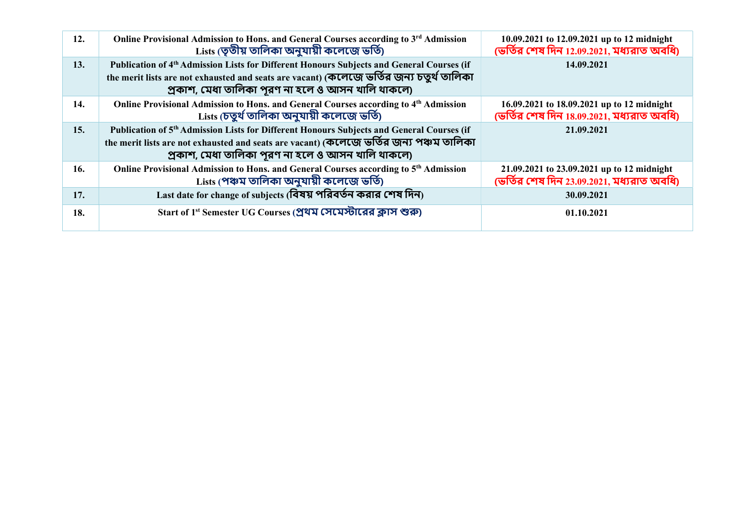| | | |
|---|---|---|
| 12. | Online Provisional Admission to Hons. and General Courses according to 3rd Admission Lists (তৃতীয় তালিকা অনুযায়ী কলেজে ভর্তি) | 10.09.2021 to 12.09.2021 up to 12 midnight (ভর্তির শেষ দিন 12.09.2021, মধ্যরাত অবধি) |
| 13. | Publication of 4th Admission Lists for Different Honours Subjects and General Courses (if the merit lists are not exhausted and seats are vacant) (কলেজে ভর্তির জন্য চতুর্থ তালিকা প্রকাশ, মেধা তালিকা পূরণ না হলে ও আসন খালি থাকলে) | 14.09.2021 |
| 14. | Online Provisional Admission to Hons. and General Courses according to 4th Admission Lists (চতুর্থ তালিকা অনুযায়ী কলেজে ভর্তি) | 16.09.2021 to 18.09.2021 up to 12 midnight (ভর্তির শেষ দিন 18.09.2021, মধ্যরাত অবধি) |
| 15. | Publication of 5th Admission Lists for Different Honours Subjects and General Courses (if the merit lists are not exhausted and seats are vacant) (কলেজে ভর্তির জন্য পঞ্চম তালিকা প্রকাশ, মেধা তালিকা পূরণ না হলে ও আসন খালি থাকলে) | 21.09.2021 |
| 16. | Online Provisional Admission to Hons. and General Courses according to 5th Admission Lists (পঞ্চম তালিকা অনুযায়ী কলেজে ভর্তি) | 21.09.2021 to 23.09.2021 up to 12 midnight (ভর্তির শেষ দিন 23.09.2021, মধ্যরাত অবধি) |
| 17. | Last date for change of subjects (বিষয় পরিবর্তন করার শেষ দিন) | 30.09.2021 |
| 18. | Start of 1st Semester UG Courses (প্রথম সেমেস্টারের ক্লাস শুরু) | 01.10.2021 |